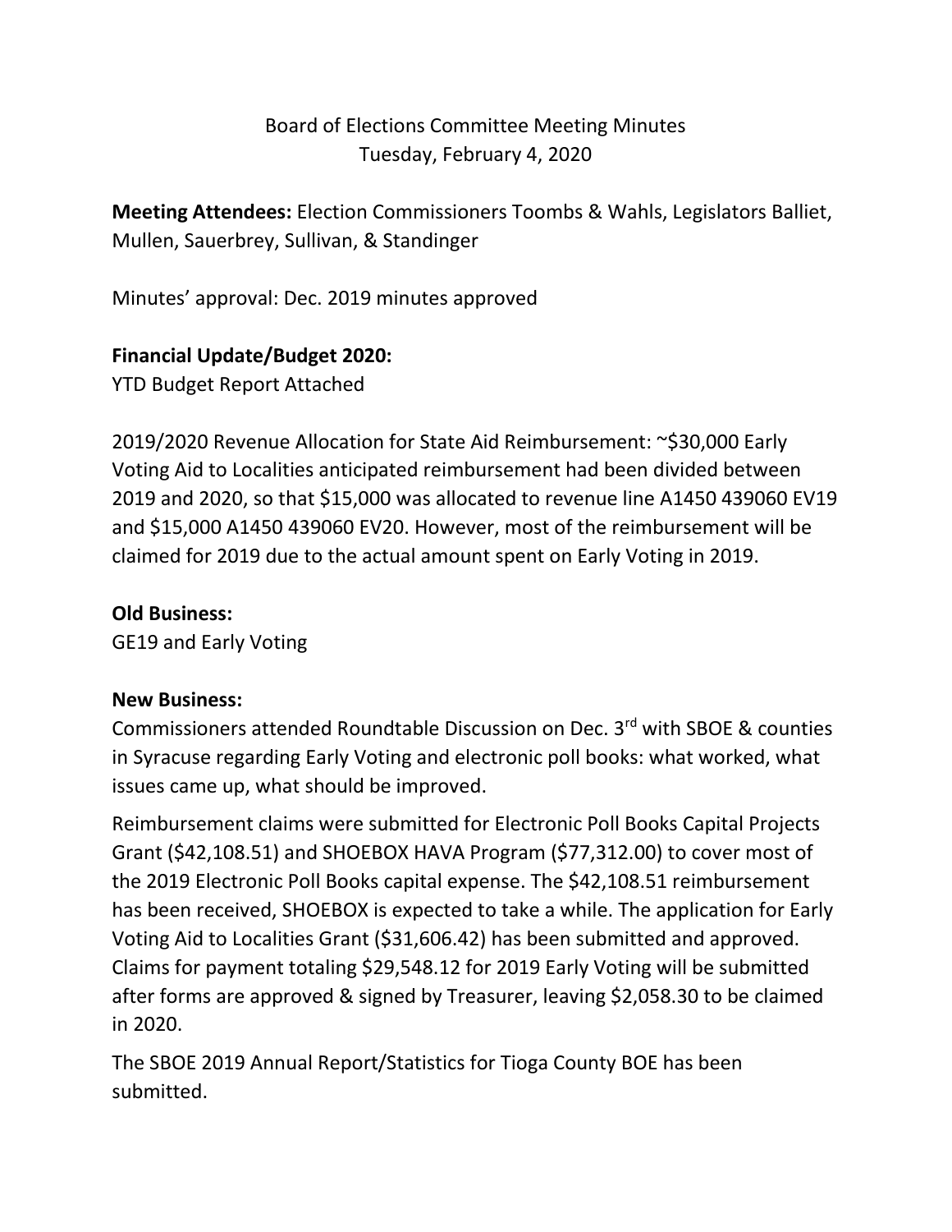Board of Elections Committee Meeting Minutes
Tuesday, February 4, 2020

**Meeting Attendees:** Election Commissioners Toombs & Wahls, Legislators Balliet, Mullen, Sauerbrey, Sullivan, & Standinger

Minutes' approval: Dec. 2019 minutes approved

**Financial Update/Budget 2020:**
YTD Budget Report Attached

2019/2020 Revenue Allocation for State Aid Reimbursement: ~$30,000 Early Voting Aid to Localities anticipated reimbursement had been divided between 2019 and 2020, so that $15,000 was allocated to revenue line A1450 439060 EV19 and $15,000 A1450 439060 EV20. However, most of the reimbursement will be claimed for 2019 due to the actual amount spent on Early Voting in 2019.

**Old Business:**
GE19 and Early Voting

**New Business:**
Commissioners attended Roundtable Discussion on Dec. 3rd with SBOE & counties in Syracuse regarding Early Voting and electronic poll books: what worked, what issues came up, what should be improved.

Reimbursement claims were submitted for Electronic Poll Books Capital Projects Grant ($42,108.51) and SHOEBOX HAVA Program ($77,312.00) to cover most of the 2019 Electronic Poll Books capital expense. The $42,108.51 reimbursement has been received, SHOEBOX is expected to take a while. The application for Early Voting Aid to Localities Grant ($31,606.42) has been submitted and approved. Claims for payment totaling $29,548.12 for 2019 Early Voting will be submitted after forms are approved & signed by Treasurer, leaving $2,058.30 to be claimed in 2020.

The SBOE 2019 Annual Report/Statistics for Tioga County BOE has been submitted.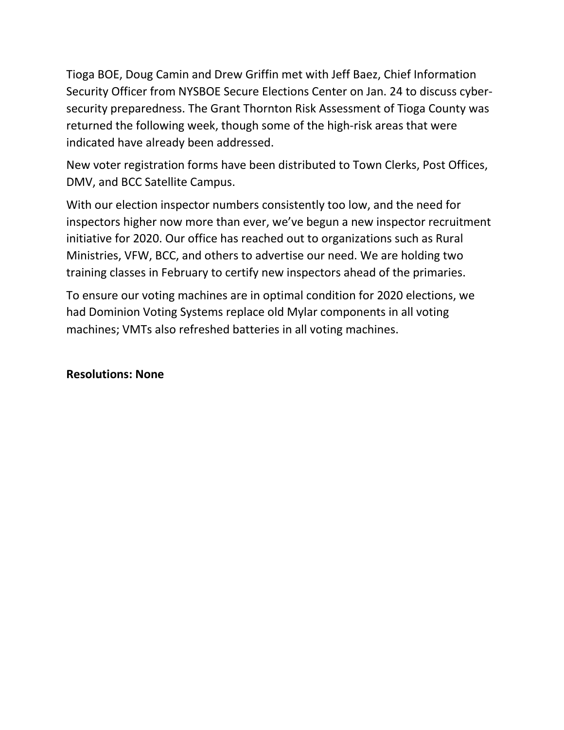Tioga BOE, Doug Camin and Drew Griffin met with Jeff Baez, Chief Information Security Officer from NYSBOE Secure Elections Center on Jan. 24 to discuss cyber-security preparedness. The Grant Thornton Risk Assessment of Tioga County was returned the following week, though some of the high-risk areas that were indicated have already been addressed.

New voter registration forms have been distributed to Town Clerks, Post Offices, DMV, and BCC Satellite Campus.

With our election inspector numbers consistently too low, and the need for inspectors higher now more than ever, we've begun a new inspector recruitment initiative for 2020. Our office has reached out to organizations such as Rural Ministries, VFW, BCC, and others to advertise our need. We are holding two training classes in February to certify new inspectors ahead of the primaries.

To ensure our voting machines are in optimal condition for 2020 elections, we had Dominion Voting Systems replace old Mylar components in all voting machines; VMTs also refreshed batteries in all voting machines.

**Resolutions: None**